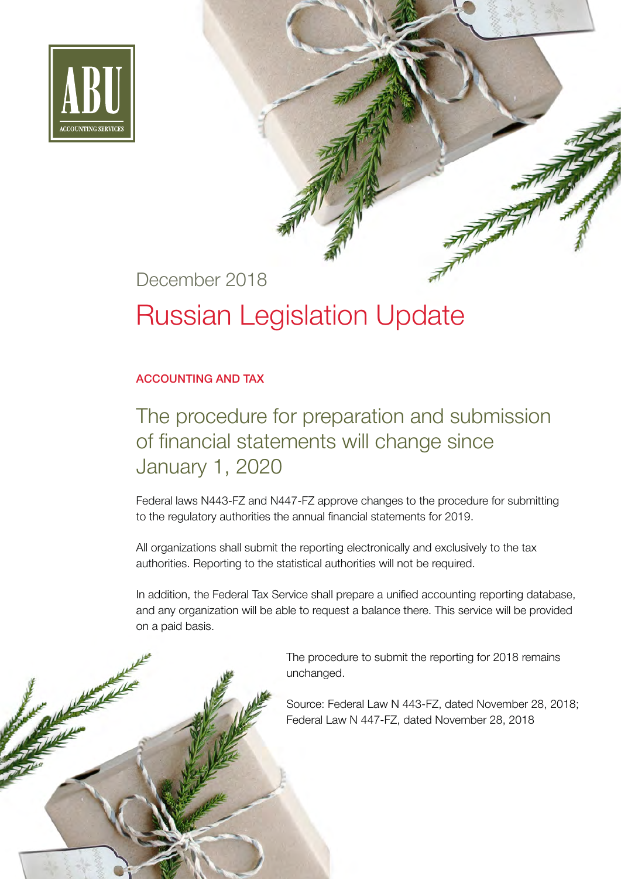ABU

ACCOUNTING SERVICES

December 2018

# Russian Legislation Update

## ACCOUNTING AND TAX

### The procedure for preparation and submission of financial statements will change since January 1, 2020

Federal laws N443-FZ and N447-FZ approve changes to the procedure for submitting to the regulatory authorities the annual financial statements for 2019.

All organizations shall submit the reporting electronically and exclusively to the tax authorities. Reporting to the statistical authorities will not be required.

In addition, the Federal Tax Service shall prepare a unified accounting reporting database, and any organization will be able to request a balance there. This service will be provided on a paid basis.

The procedure to submit the reporting for 2018 remains unchanged.

Source: Federal Law N 443-FZ, dated November 28, 2018; Federal Law N 447-FZ, dated November 28, 2018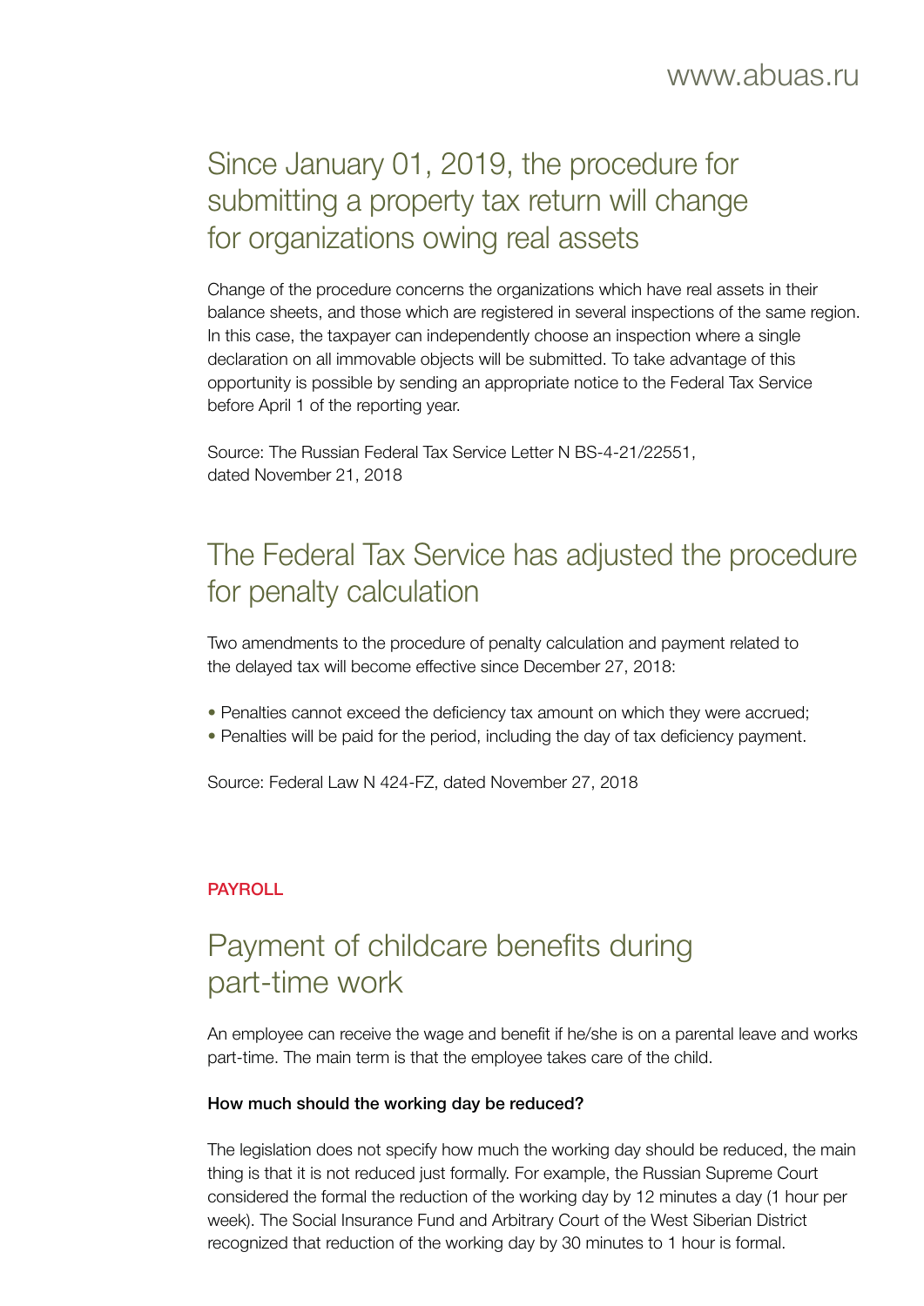## Since January 01, 2019, the procedure for submitting a property tax return will change for organizations owing real assets

Change of the procedure concerns the organizations which have real assets in their balance sheets, and those which are registered in several inspections of the same region. In this case, the taxpayer can independently choose an inspection where a single declaration on all immovable objects will be submitted. To take advantage of this opportunity is possible by sending an appropriate notice to the Federal Tax Service before April 1 of the reporting year.

Source: The Russian Federal Tax Service Letter N BS-4-21/22551, dated November 21, 2018

## The Federal Tax Service has adjusted the procedure for penalty calculation

Two amendments to the procedure of penalty calculation and payment related to the delayed tax will become effective since December 27, 2018:

- Penalties cannot exceed the deficiency tax amount on which they were accrued;
- Penalties will be paid for the period, including the day of tax deficiency payment.

Source: Federal Law N 424-FZ, dated November 27, 2018

PAYROLL

## Payment of childcare benefits during part-time work

An employee can receive the wage and benefit if he/she is on a parental leave and works part-time. The main term is that the employee takes care of the child.

**How much should the working day be reduced?**

The legislation does not specify how much the working day should be reduced, the main thing is that it is not reduced just formally. For example, the Russian Supreme Court considered the formal the reduction of the working day by 12 minutes a day (1 hour per week). The Social Insurance Fund and Arbitrary Court of the West Siberian District recognized that reduction of the working day by 30 minutes to 1 hour is formal.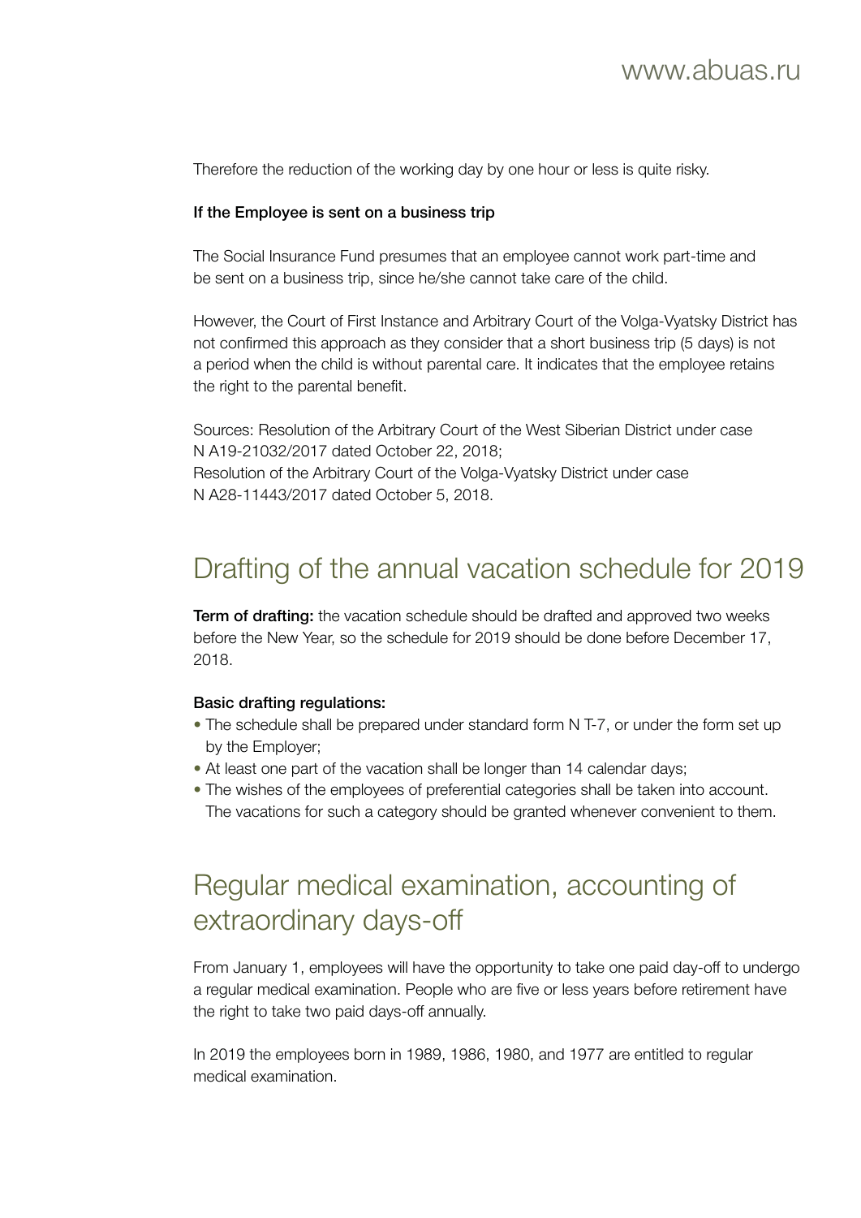Therefore the reduction of the working day by one hour or less is quite risky.

**If the Employee is sent on a business trip**

The Social Insurance Fund presumes that an employee cannot work part-time and be sent on a business trip, since he/she cannot take care of the child.

However, the Court of First Instance and Arbitrary Court of the Volga-Vyatsky District has not confirmed this approach as they consider that a short business trip (5 days) is not a period when the child is without parental care. It indicates that the employee retains the right to the parental benefit.

Sources: Resolution of the Arbitrary Court of the West Siberian District under case N A19-21032/2017 dated October 22, 2018;
Resolution of the Arbitrary Court of the Volga-Vyatsky District under case N A28-11443/2017 dated October 5, 2018.

## Drafting of the annual vacation schedule for 2019

**Term of drafting:** the vacation schedule should be drafted and approved two weeks before the New Year, so the schedule for 2019 should be done before December 17, 2018.

**Basic drafting regulations:**

- The schedule shall be prepared under standard form N T-7, or under the form set up by the Employer;
- At least one part of the vacation shall be longer than 14 calendar days;
- The wishes of the employees of preferential categories shall be taken into account. The vacations for such a category should be granted whenever convenient to them.

## Regular medical examination, accounting of extraordinary days-off

From January 1, employees will have the opportunity to take one paid day-off to undergo a regular medical examination. People who are five or less years before retirement have the right to take two paid days-off annually.

In 2019 the employees born in 1989, 1986, 1980, and 1977 are entitled to regular medical examination.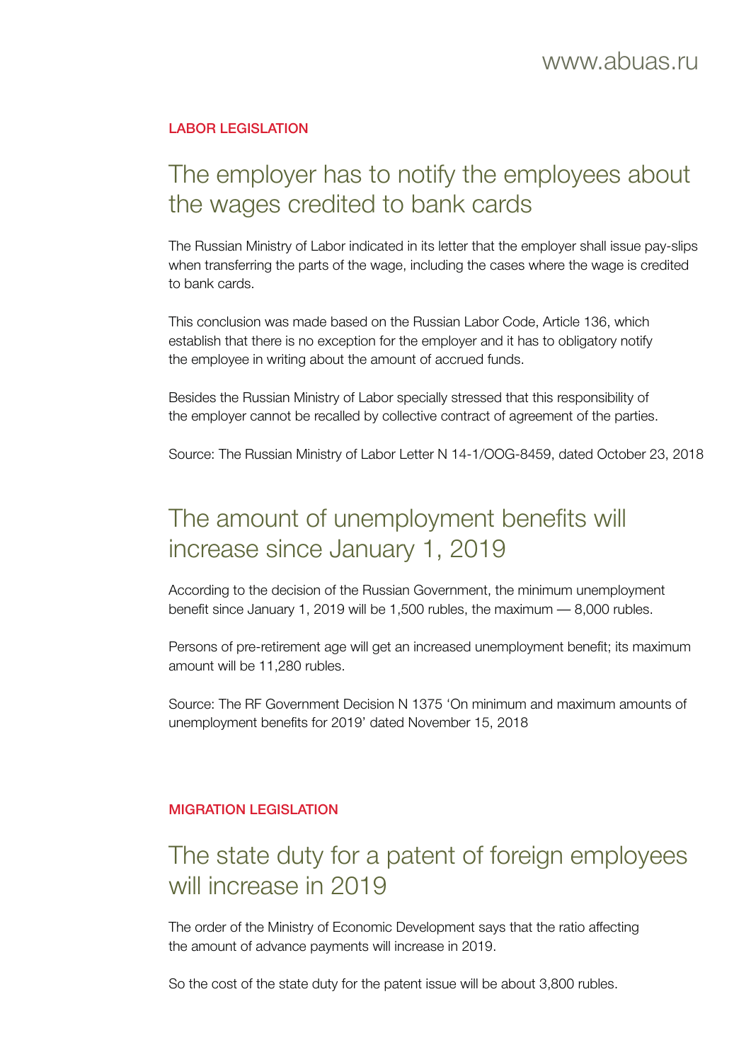### LABOR LEGISLATION

## The employer has to notify the employees about the wages credited to bank cards

The Russian Ministry of Labor indicated in its letter that the employer shall issue pay-slips when transferring the parts of the wage, including the cases where the wage is credited to bank cards.

This conclusion was made based on the Russian Labor Code, Article 136, which establish that there is no exception for the employer and it has to obligatory notify the employee in writing about the amount of accrued funds.

Besides the Russian Ministry of Labor specially stressed that this responsibility of the employer cannot be recalled by collective contract of agreement of the parties.

Source: The Russian Ministry of Labor Letter N 14-1/OOG-8459, dated October 23, 2018

## The amount of unemployment benefits will increase since January 1, 2019

According to the decision of the Russian Government, the minimum unemployment benefit since January 1, 2019 will be 1,500 rubles, the maximum — 8,000 rubles.

Persons of pre-retirement age will get an increased unemployment benefit; its maximum amount will be 11,280 rubles.

Source: The RF Government Decision N 1375 'On minimum and maximum amounts of unemployment benefits for 2019' dated November 15, 2018

### MIGRATION LEGISLATION

## The state duty for a patent of foreign employees will increase in 2019

The order of the Ministry of Economic Development says that the ratio affecting the amount of advance payments will increase in 2019.

So the cost of the state duty for the patent issue will be about 3,800 rubles.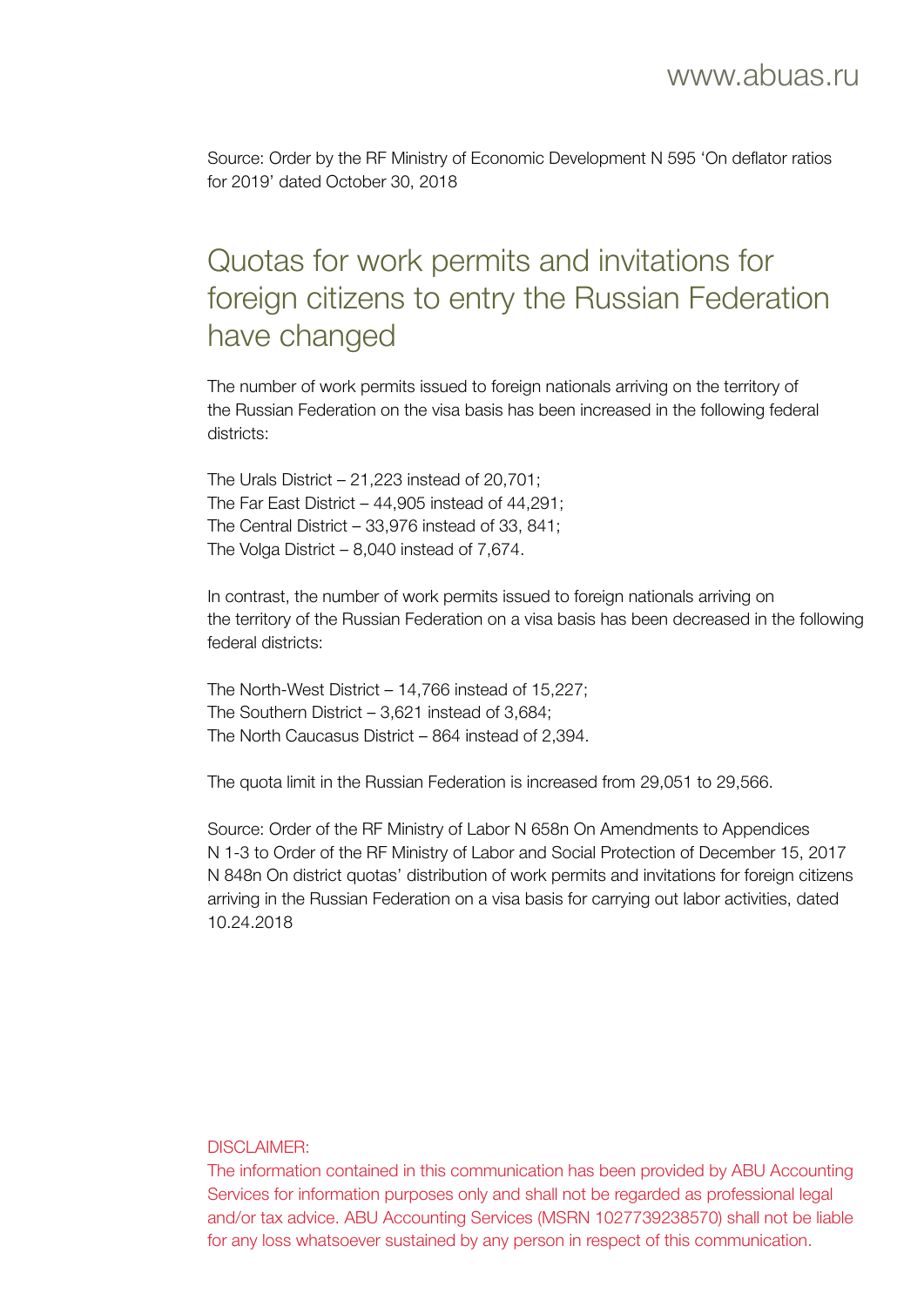Source: Order by the RF Ministry of Economic Development N 595 'On deflator ratios for 2019' dated October 30, 2018

## Quotas for work permits and invitations for foreign citizens to entry the Russian Federation have changed

The number of work permits issued to foreign nationals arriving on the territory of the Russian Federation on the visa basis has been increased in the following federal districts:

The Urals District – 21,223 instead of 20,701;
The Far East District – 44,905 instead of 44,291;
The Central District – 33,976 instead of 33, 841;
The Volga District – 8,040 instead of 7,674.

In contrast, the number of work permits issued to foreign nationals arriving on the territory of the Russian Federation on a visa basis has been decreased in the following federal districts:

The North-West District – 14,766 instead of 15,227;
The Southern District – 3,621 instead of 3,684;
The North Caucasus District – 864 instead of 2,394.

The quota limit in the Russian Federation is increased from 29,051 to 29,566.

Source: Order of the RF Ministry of Labor N 658n On Amendments to Appendices N 1-3 to Order of the RF Ministry of Labor and Social Protection of December 15, 2017 N 848n On district quotas' distribution of work permits and invitations for foreign citizens arriving in the Russian Federation on a visa basis for carrying out labor activities, dated 10.24.2018

DISCLAIMER:
The information contained in this communication has been provided by ABU Accounting Services for information purposes only and shall not be regarded as professional legal and/or tax advice. ABU Accounting Services (MSRN 1027739238570) shall not be liable for any loss whatsoever sustained by any person in respect of this communication.